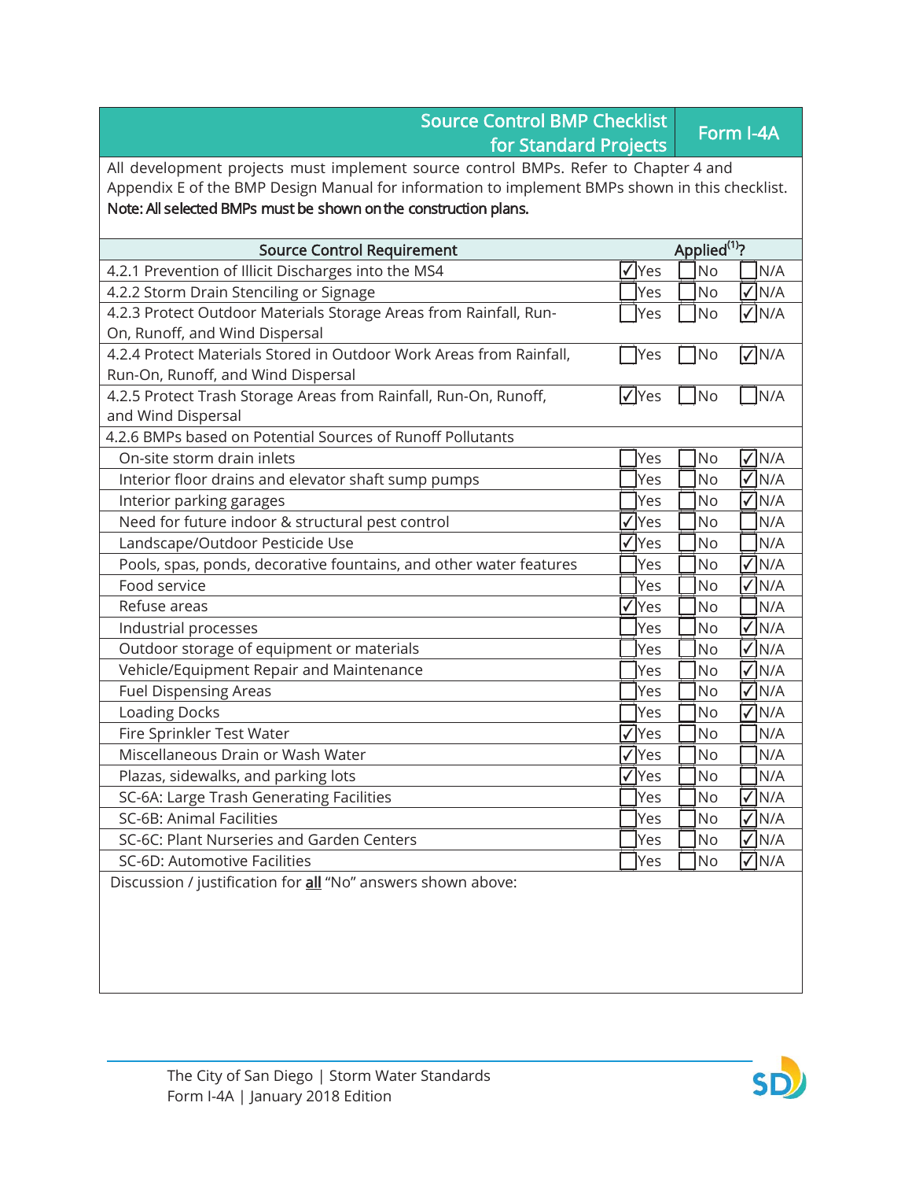# Source Control BMP Checklist for Standard Projects

**Form I-4A**

All development projects must implement source control BMPs. Refer to Chapter 4 and Appendix E of the BMP Design Manual for information to implement BMPs shown in this checklist.
**Note: All selected BMPs must be shown on the construction plans.**

| Source Control Requirement | Applied[1]? | | |
|---|---|---|---|
| 4.2.1 Prevention of Illicit Discharges into the MS4 | ☑ Yes | ☐ No | ☐ N/A |
| 4.2.2 Storm Drain Stenciling or Signage | ☐ Yes | ☐ No | ☑ N/A |
| 4.2.3 Protect Outdoor Materials Storage Areas from Rainfall, Run-On, Runoff, and Wind Dispersal | ☐ Yes | ☐ No | ☑ N/A |
| 4.2.4 Protect Materials Stored in Outdoor Work Areas from Rainfall, Run-On, Runoff, and Wind Dispersal | ☐ Yes | ☐ No | ☑ N/A |
| 4.2.5 Protect Trash Storage Areas from Rainfall, Run-On, Runoff, and Wind Dispersal | ☑ Yes | ☐ No | ☐ N/A |
| 4.2.6 BMPs based on Potential Sources of Runoff Pollutants | | | |
| On-site storm drain inlets | ☐ Yes | ☐ No | ☑ N/A |
| Interior floor drains and elevator shaft sump pumps | ☐ Yes | ☐ No | ☑ N/A |
| Interior parking garages | ☐ Yes | ☐ No | ☑ N/A |
| Need for future indoor & structural pest control | ☑ Yes | ☐ No | ☐ N/A |
| Landscape/Outdoor Pesticide Use | ☑ Yes | ☐ No | ☐ N/A |
| Pools, spas, ponds, decorative fountains, and other water features | ☐ Yes | ☐ No | ☑ N/A |
| Food service | ☐ Yes | ☐ No | ☑ N/A |
| Refuse areas | ☑ Yes | ☐ No | ☐ N/A |
| Industrial processes | ☐ Yes | ☐ No | ☑ N/A |
| Outdoor storage of equipment or materials | ☐ Yes | ☐ No | ☑ N/A |
| Vehicle/Equipment Repair and Maintenance | ☐ Yes | ☐ No | ☑ N/A |
| Fuel Dispensing Areas | ☐ Yes | ☐ No | ☑ N/A |
| Loading Docks | ☐ Yes | ☐ No | ☑ N/A |
| Fire Sprinkler Test Water | ☑ Yes | ☐ No | ☐ N/A |
| Miscellaneous Drain or Wash Water | ☑ Yes | ☐ No | ☐ N/A |
| Plazas, sidewalks, and parking lots | ☑ Yes | ☐ No | ☐ N/A |
| SC-6A: Large Trash Generating Facilities | ☐ Yes | ☐ No | ☑ N/A |
| SC-6B: Animal Facilities | ☐ Yes | ☐ No | ☑ N/A |
| SC-6C: Plant Nurseries and Garden Centers | ☐ Yes | ☐ No | ☑ N/A |
| SC-6D: Automotive Facilities | ☐ Yes | ☐ No | ☑ N/A |

Discussion / justification for **all** "No" answers shown above: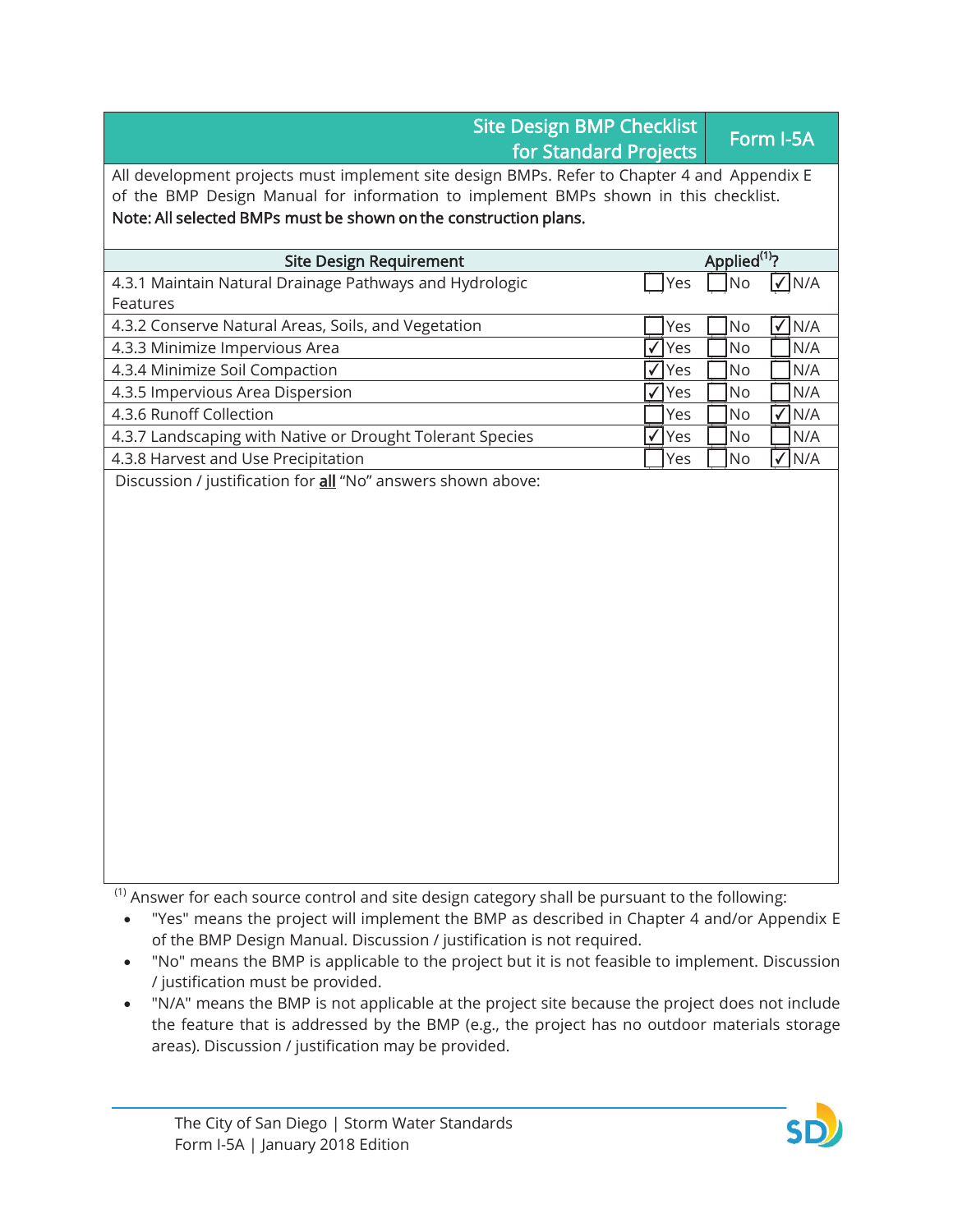| Site Design BMP Checklist for Standard Projects | Form I-5A |
|---|---|

All development projects must implement site design BMPs. Refer to Chapter 4 and Appendix E of the BMP Design Manual for information to implement BMPs shown in this checklist.
**Note: All selected BMPs must be shown on the construction plans.**

| Site Design Requirement | Applied[1]? | | |
|---|---|---|---|
| 4.3.1 Maintain Natural Drainage Pathways and Hydrologic Features | ☐ Yes | ☐ No | ☑ N/A |
| 4.3.2 Conserve Natural Areas, Soils, and Vegetation | ☐ Yes | ☐ No | ☑ N/A |
| 4.3.3 Minimize Impervious Area | ☑ Yes | ☐ No | ☐ N/A |
| 4.3.4 Minimize Soil Compaction | ☑ Yes | ☐ No | ☐ N/A |
| 4.3.5 Impervious Area Dispersion | ☑ Yes | ☐ No | ☐ N/A |
| 4.3.6 Runoff Collection | ☐ Yes | ☐ No | ☑ N/A |
| 4.3.7 Landscaping with Native or Drought Tolerant Species | ☑ Yes | ☐ No | ☐ N/A |
| 4.3.8 Harvest and Use Precipitation | ☐ Yes | ☐ No | ☑ N/A |

Discussion / justification for **all** "No" answers shown above:

[1] Answer for each source control and site design category shall be pursuant to the following:

- "Yes" means the project will implement the BMP as described in Chapter 4 and/or Appendix E of the BMP Design Manual. Discussion / justification is not required.
- "No" means the BMP is applicable to the project but it is not feasible to implement. Discussion / justification must be provided.
- "N/A" means the BMP is not applicable at the project site because the project does not include the feature that is addressed by the BMP (e.g., the project has no outdoor materials storage areas). Discussion / justification may be provided.